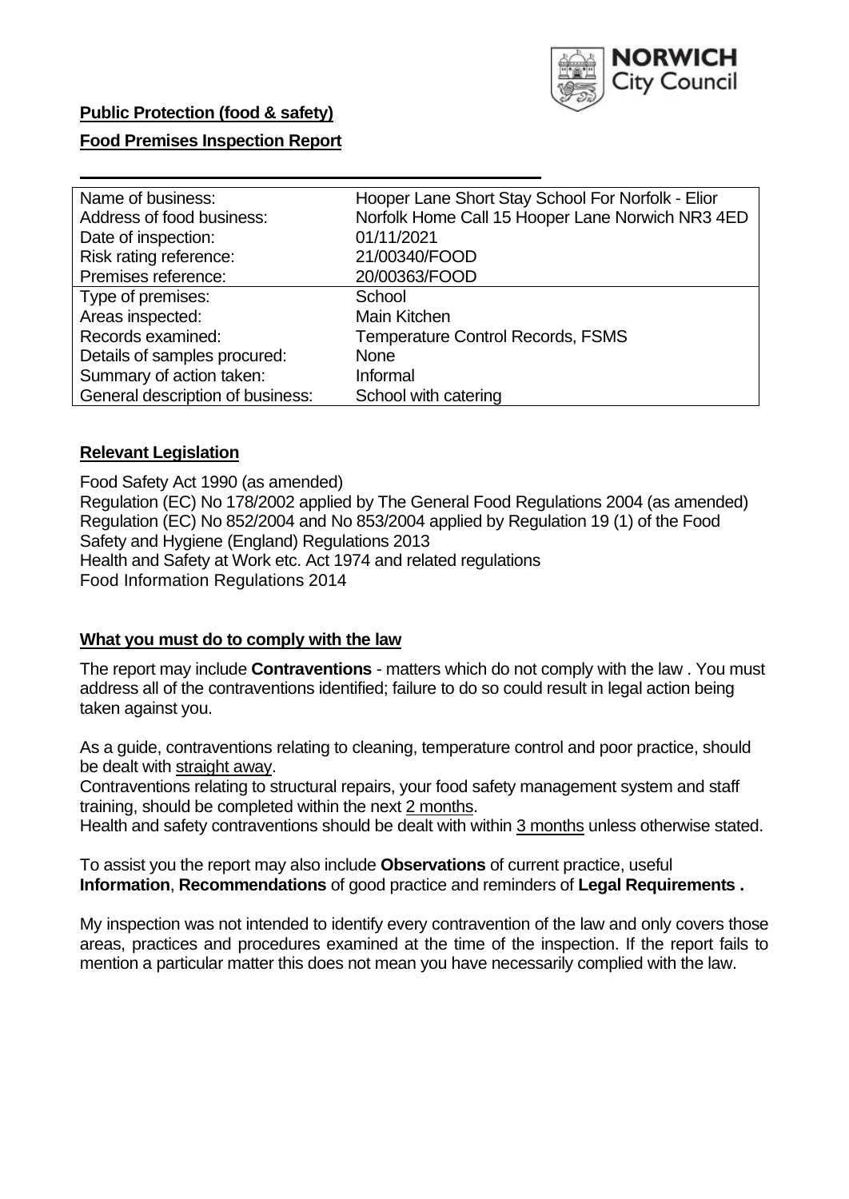**Public Protection (food & safety)**

**Food Premises Inspection Report**

| Name of business: | Hooper Lane Short Stay School For Norfolk - Elior |
|---|---|
| Address of food business: | Norfolk Home Call 15 Hooper Lane Norwich NR3 4ED |
| Date of inspection: | 01/11/2021 |
| Risk rating reference: | 21/00340/FOOD |
| Premises reference: | 20/00363/FOOD |
| Type of premises: | School |
| Areas inspected: | Main Kitchen |
| Records examined: | Temperature Control Records, FSMS |
| Details of samples procured: | None |
| Summary of action taken: | Informal |
| General description of business: | School with catering |

## Relevant Legislation

Food Safety Act 1990 (as amended)
Regulation (EC) No 178/2002 applied by The General Food Regulations 2004 (as amended)
Regulation (EC) No 852/2004 and No 853/2004 applied by Regulation 19 (1) of the Food Safety and Hygiene (England) Regulations 2013
Health and Safety at Work etc. Act 1974 and related regulations
Food Information Regulations 2014

## What you must do to comply with the law

The report may include **Contraventions** - matters which do not comply with the law . You must address all of the contraventions identified; failure to do so could result in legal action being taken against you.

As a guide, contraventions relating to cleaning, temperature control and poor practice, should be dealt with straight away.

Contraventions relating to structural repairs, your food safety management system and staff training, should be completed within the next 2 months.

Health and safety contraventions should be dealt with within 3 months unless otherwise stated.

To assist you the report may also include **Observations** of current practice, useful **Information**, **Recommendations** of good practice and reminders of **Legal Requirements .**

My inspection was not intended to identify every contravention of the law and only covers those areas, practices and procedures examined at the time of the inspection. If the report fails to mention a particular matter this does not mean you have necessarily complied with the law.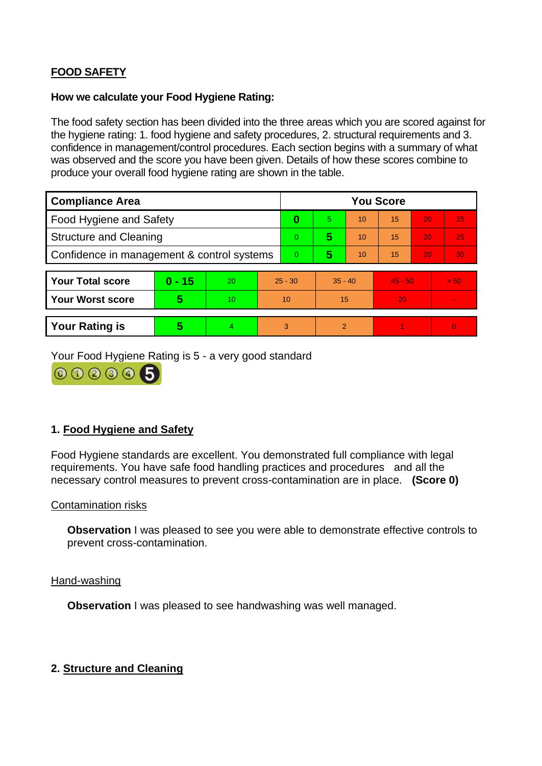**FOOD SAFETY**

**How we calculate your Food Hygiene Rating:**

The food safety section has been divided into the three areas which you are scored against for the hygiene rating: 1. food hygiene and safety procedures, 2. structural requirements and 3. confidence in management/control procedures. Each section begins with a summary of what was observed and the score you have been given. Details of how these scores combine to produce your overall food hygiene rating are shown in the table.

| Compliance Area | You Score | | | | | |
|---|---|---|---|---|---|---|
| Food Hygiene and Safety | **0** | 5 | 10 | 15 | 20 | 25 |
| Structure and Cleaning | 0 | **5** | 10 | 15 | 20 | 25 |
| Confidence in management & control systems | 0 | **5** | 10 | 15 | 20 | 30 |

| | | | | | | |
|---|---|---|---|---|---|---|
| **Your Total score** | **0 - 15** | 20 | 25 - 30 | 35 - 40 | 45 - 50 | > 50 |
| **Your Worst score** | **5** | 10 | 10 | 15 | 20 | - |
| **Your Rating is** | **5** | 4 | 3 | 2 | 1 | 0 |

Your Food Hygiene Rating is 5 - a very good standard

## 1. Food Hygiene and Safety

Food Hygiene standards are excellent. You demonstrated full compliance with legal requirements. You have safe food handling practices and procedures and all the necessary control measures to prevent cross-contamination are in place. **(Score 0)**

Contamination risks

**Observation** I was pleased to see you were able to demonstrate effective controls to prevent cross-contamination.

Hand-washing

**Observation** I was pleased to see handwashing was well managed.

## 2. Structure and Cleaning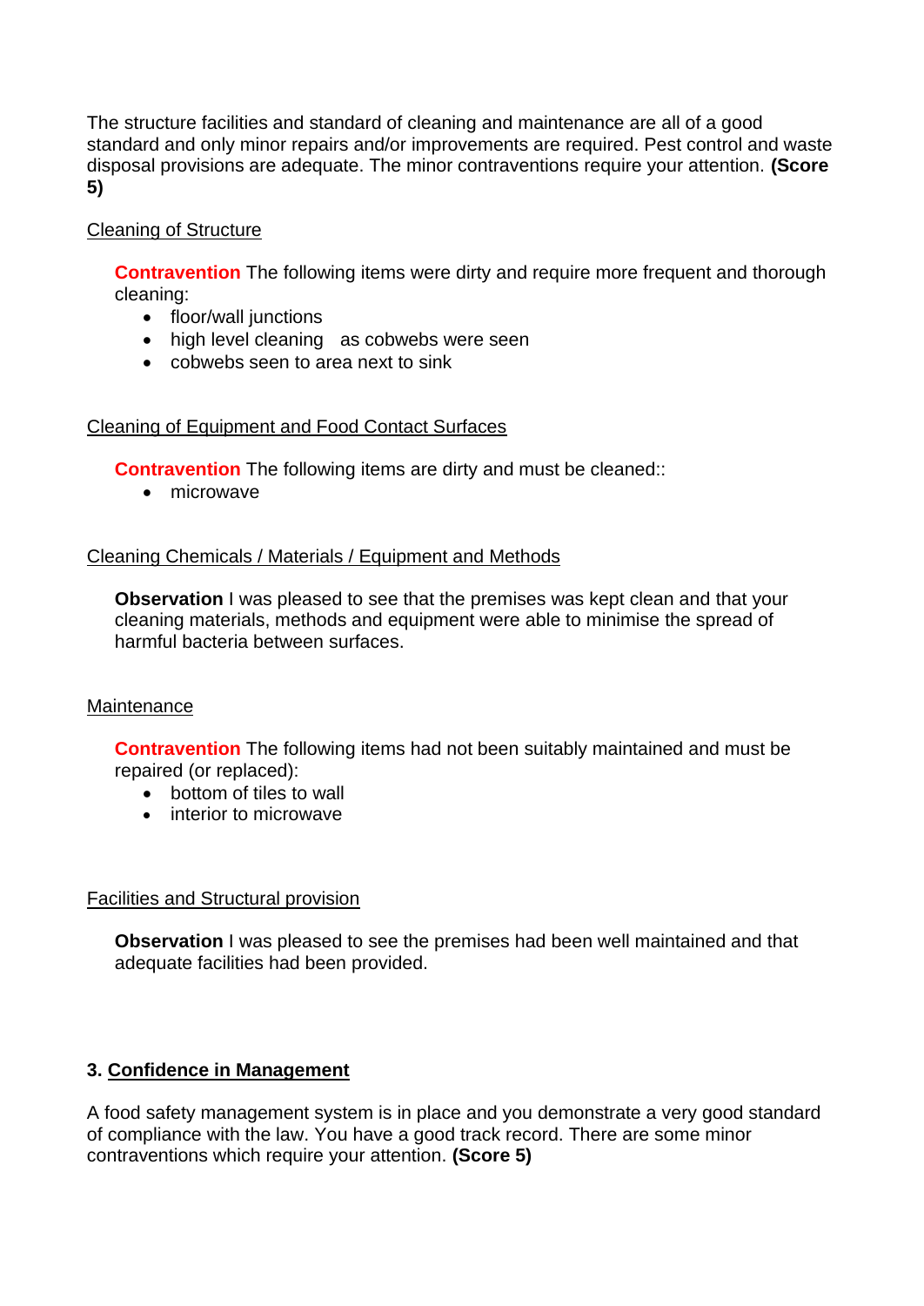The structure facilities and standard of cleaning and maintenance are all of a good standard and only minor repairs and/or improvements are required. Pest control and waste disposal provisions are adequate. The minor contraventions require your attention. **(Score 5)**

Cleaning of Structure

**Contravention** The following items were dirty and require more frequent and thorough cleaning:

- floor/wall junctions
- high level cleaning as cobwebs were seen
- cobwebs seen to area next to sink

Cleaning of Equipment and Food Contact Surfaces

**Contravention** The following items are dirty and must be cleaned::

- microwave

Cleaning Chemicals / Materials / Equipment and Methods

**Observation** I was pleased to see that the premises was kept clean and that your cleaning materials, methods and equipment were able to minimise the spread of harmful bacteria between surfaces.

Maintenance

**Contravention** The following items had not been suitably maintained and must be repaired (or replaced):

- bottom of tiles to wall
- interior to microwave

Facilities and Structural provision

**Observation** I was pleased to see the premises had been well maintained and that adequate facilities had been provided.

## 3. Confidence in Management

A food safety management system is in place and you demonstrate a very good standard of compliance with the law. You have a good track record. There are some minor contraventions which require your attention. **(Score 5)**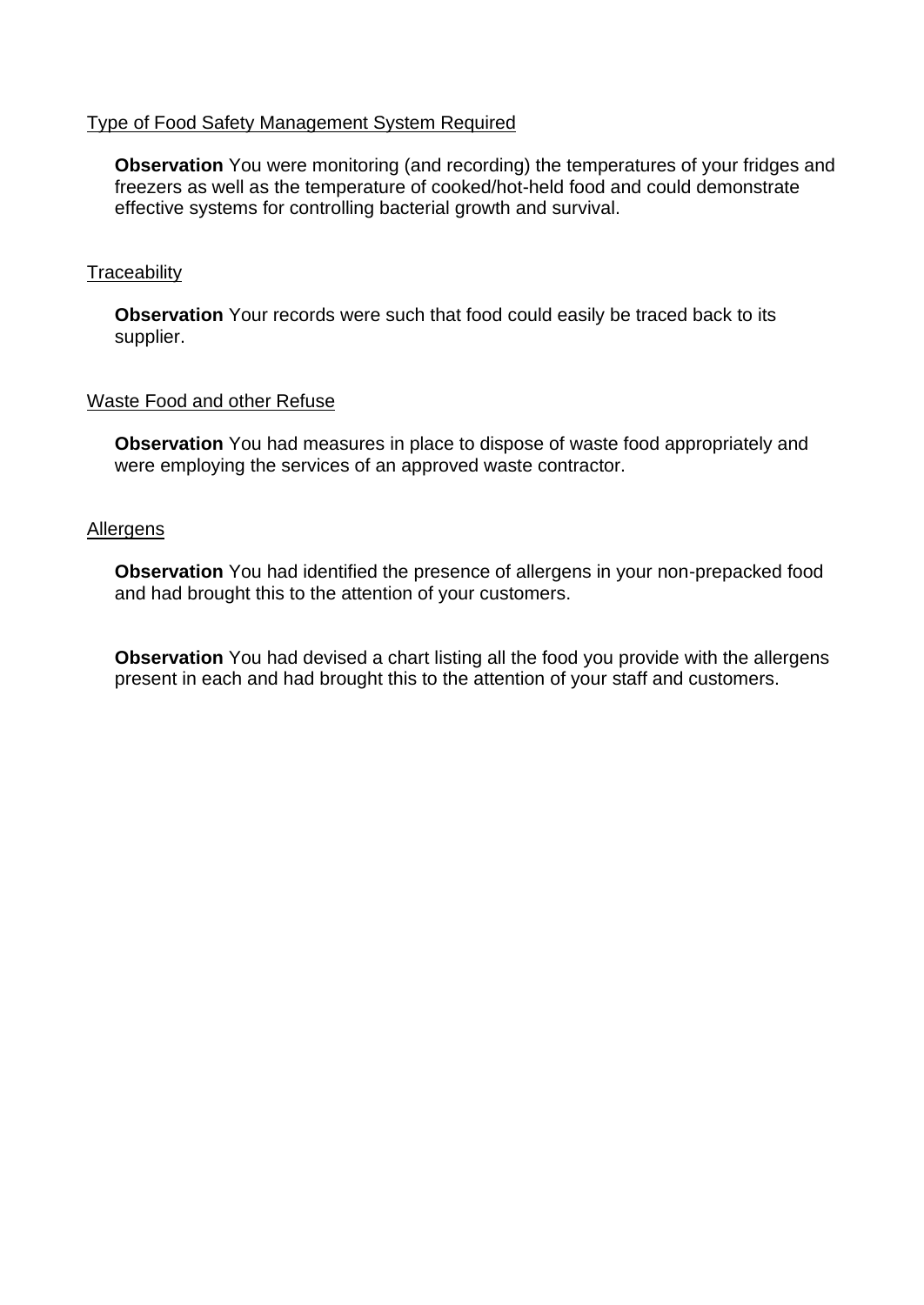Type of Food Safety Management System Required

**Observation** You were monitoring (and recording) the temperatures of your fridges and freezers as well as the temperature of cooked/hot-held food and could demonstrate effective systems for controlling bacterial growth and survival.

Traceability

**Observation** Your records were such that food could easily be traced back to its supplier.

Waste Food and other Refuse

**Observation** You had measures in place to dispose of waste food appropriately and were employing the services of an approved waste contractor.

Allergens

**Observation** You had identified the presence of allergens in your non-prepacked food and had brought this to the attention of your customers.

**Observation** You had devised a chart listing all the food you provide with the allergens present in each and had brought this to the attention of your staff and customers.